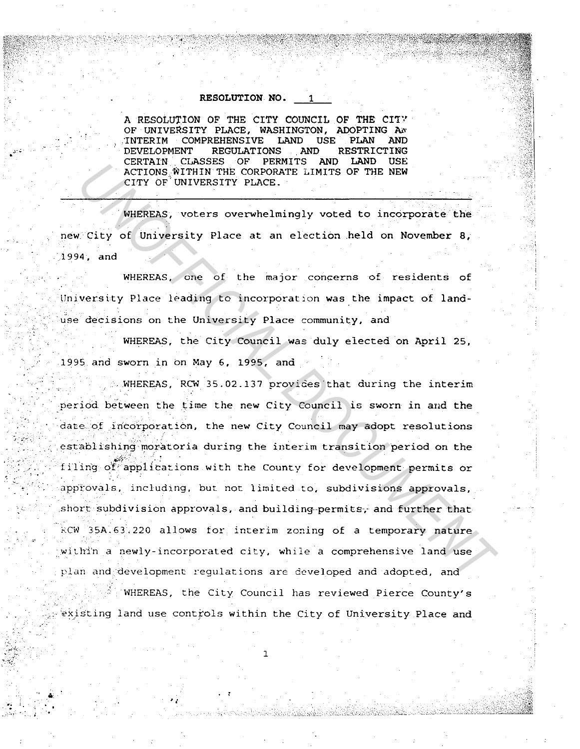# RESOLUTION NO. 1

A RESOLUTION OF THE CITY COUNCIL OF THE CITY OF UNIVERSITY PLACE, WASHINGTON, ADOPTING AN INTERIM COMPREHENSIVE LAND USE PLAN AND DEVELOPMENT REGULATIONS AND RESTRICTING CERTAIN CLASSES OF PERMITS AND LAND USE ACTIONS WITHIN THE CORPORATE LIMITS OF THE NEW CITY OF UNIVERSITY PLACE.

---

WHEREAS, voters overwhelmingly voted to incorporate the new City of University Place at an election held on November 8, 1994, and

WHEREAS, one of the major concerns of residents of University Place leading to incorporation was the impact of land-use decisions on the University Place community, and

WHEREAS, the City Council was duly elected on April 25, 1995 and sworn in on May 6, 1995, and

WHEREAS, RCW 35.02.137 provides that during the interim period between the time the new City Council is sworn in and the date of incorporation, the new City Council may adopt resolutions establishing moratoria during the interim transition period on the filing of applications with the County for development permits or approvals, including, but not limited to, subdivisions approvals, short subdivision approvals, and building permits, and further that RCW 35A.63.220 allows for interim zoning of a temporary nature within a newly-incorporated city, while a comprehensive land use plan and development regulations are developed and adopted, and

WHEREAS, the City Council has reviewed Pierce County's existing land use controls within the City of University Place and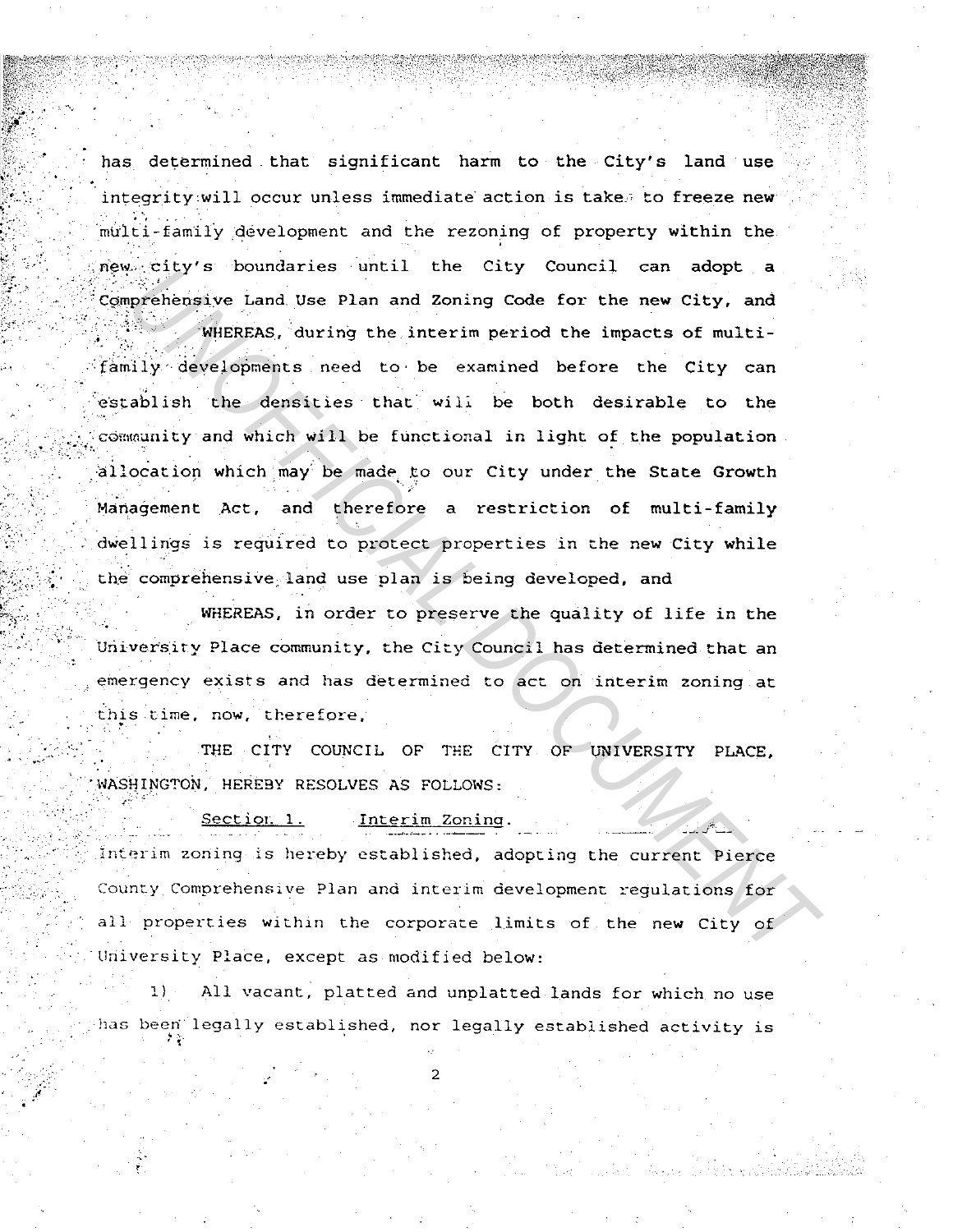has determined that significant harm to the City's land use integrity will occur unless immediate action is taken to freeze new multi-family development and the rezoning of property within the new city's boundaries until the City Council can adopt a Comprehensive Land Use Plan and Zoning Code for the new City, and

WHEREAS, during the interim period the impacts of multi-family developments need to be examined before the City can establish the densities that will be both desirable to the community and which will be functional in light of the population allocation which may be made to our City under the State Growth Management Act, and therefore a restriction of multi-family dwellings is required to protect properties in the new City while the comprehensive land use plan is being developed, and

WHEREAS, in order to preserve the quality of life in the University Place community, the City Council has determined that an emergency exists and has determined to act on interim zoning at this time, now, therefore,

THE CITY COUNCIL OF THE CITY OF UNIVERSITY PLACE, WASHINGTON, HEREBY RESOLVES AS FOLLOWS:

Section 1. Interim Zoning.

Interim zoning is hereby established, adopting the current Pierce County Comprehensive Plan and interim development regulations for all properties within the corporate limits of the new City of University Place, except as modified below:

1) All vacant, platted and unplatted lands for which no use has been legally established, nor legally established activity is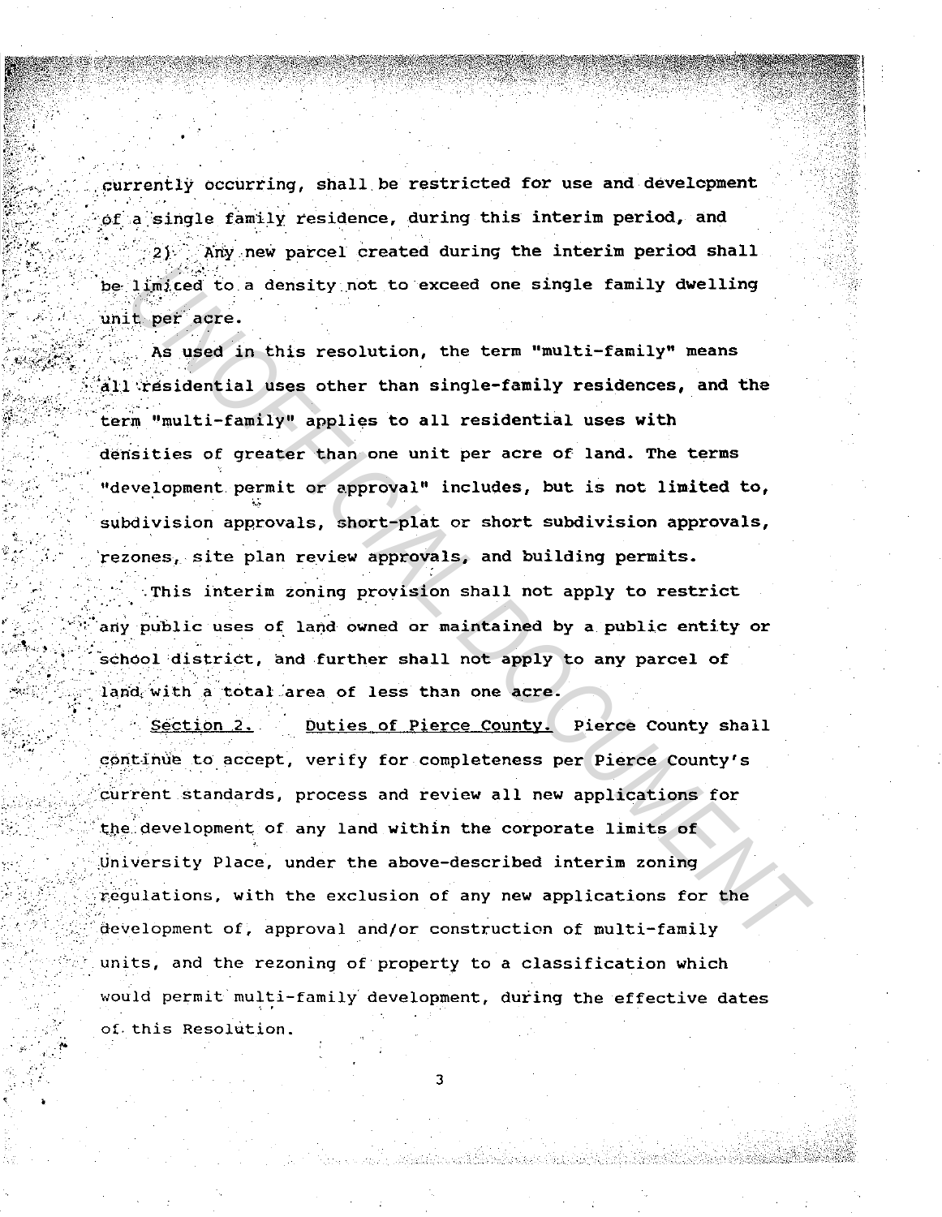currently occurring, shall be restricted for use and development of a single family residence, during this interim period, and

2) Any new parcel created during the interim period shall be limited to a density not to exceed one single family dwelling unit per acre.

As used in this resolution, the term "multi-family" means all residential uses other than single-family residences, and the term "multi-family" applies to all residential uses with densities of greater than one unit per acre of land. The terms "development permit or approval" includes, but is not limited to, subdivision approvals, short-plat or short subdivision approvals, rezones, site plan review approvals, and building permits.

This interim zoning provision shall not apply to restrict any public uses of land owned or maintained by a public entity or school district, and further shall not apply to any parcel of land with a total area of less than one acre.

Section 2. Duties of Pierce County. Pierce County shall continue to accept, verify for completeness per Pierce County's current standards, process and review all new applications for the development of any land within the corporate limits of University Place, under the above-described interim zoning regulations, with the exclusion of any new applications for the development of, approval and/or construction of multi-family units, and the rezoning of property to a classification which would permit multi-family development, during the effective dates of this Resolution.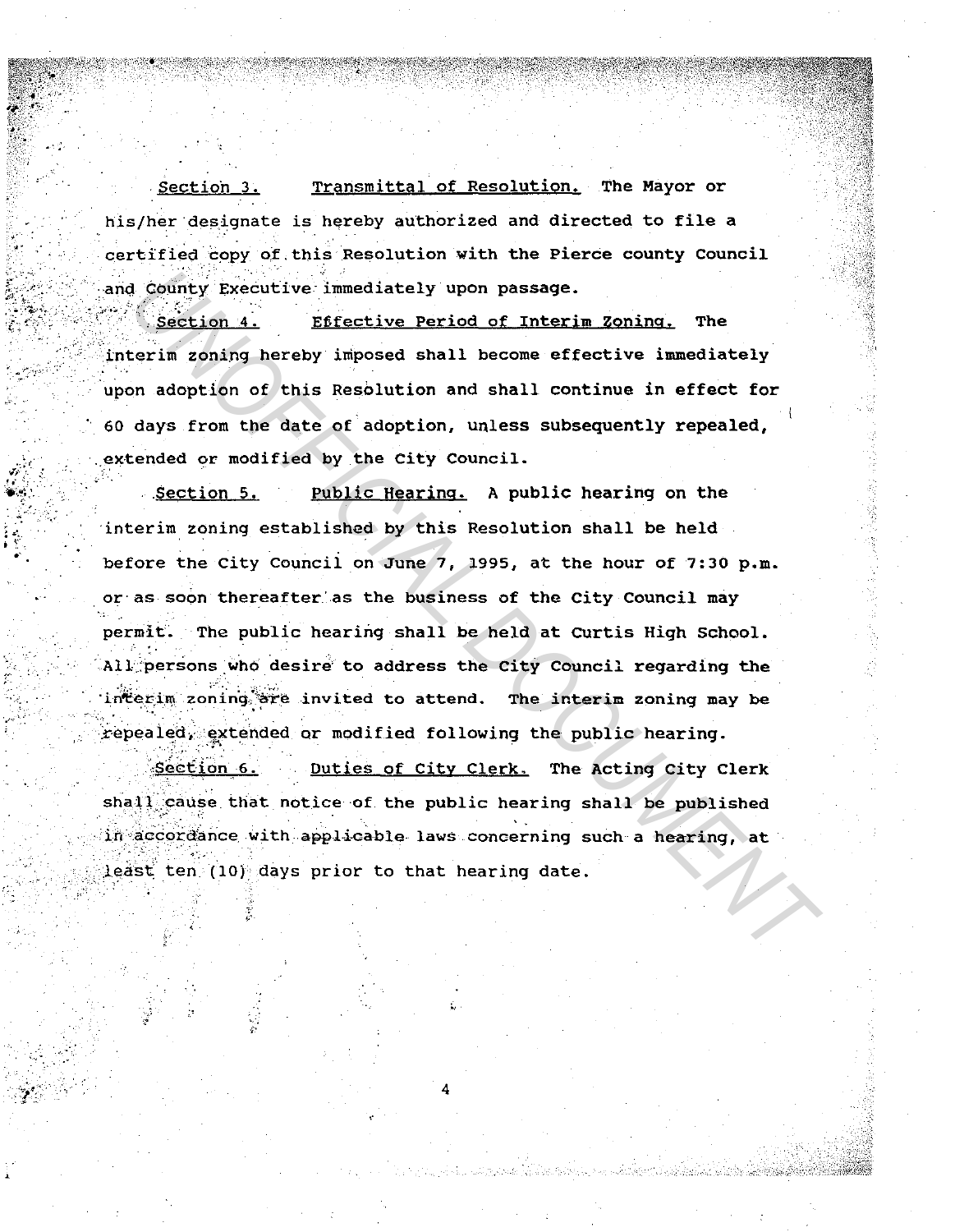Section 3. Transmittal of Resolution. The Mayor or his/her designate is hereby authorized and directed to file a certified copy of this Resolution with the Pierce county Council and County Executive immediately upon passage.

Section 4. Effective Period of Interim Zoning. The interim zoning hereby imposed shall become effective immediately upon adoption of this Resolution and shall continue in effect for 60 days from the date of adoption, unless subsequently repealed, extended or modified by the City Council.

Section 5. Public Hearing. A public hearing on the interim zoning established by this Resolution shall be held before the City Council on June 7, 1995, at the hour of 7:30 p.m. or as soon thereafter as the business of the City Council may permit. The public hearing shall be held at Curtis High School. All persons who desire to address the City Council regarding the interim zoning are invited to attend. The interim zoning may be repealed, extended or modified following the public hearing.

Section 6. Duties of City Clerk. The Acting City Clerk shall cause that notice of the public hearing shall be published in accordance with applicable laws concerning such a hearing, at least ten (10) days prior to that hearing date.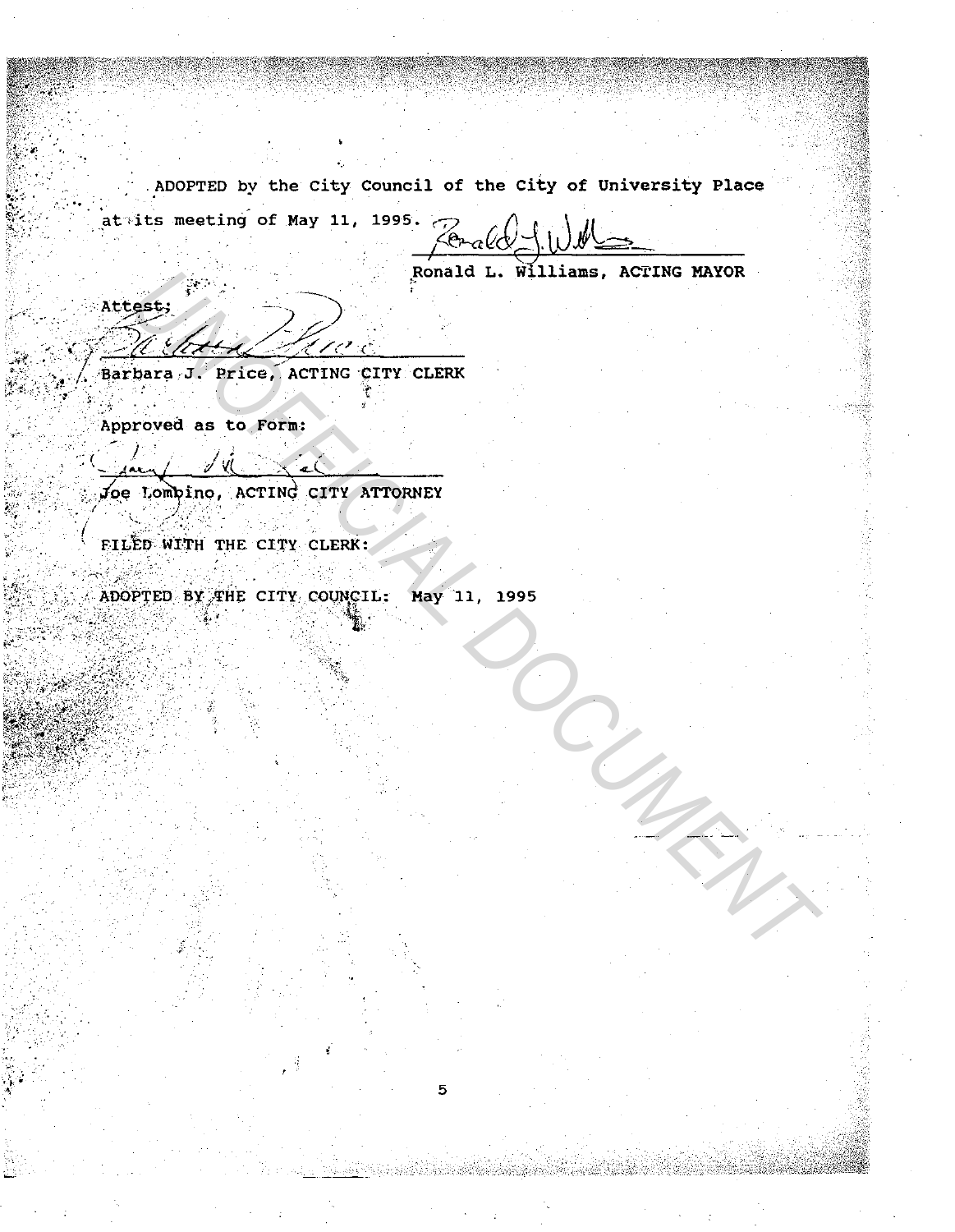ADOPTED by the City Council of the City of University Place at its meeting of May 11, 1995.

Ronald L. Williams, ACTING MAYOR

Attest;

Barbara J. Price, ACTING CITY CLERK

Approved as to Form:

Joe Lombino, ACTING CITY ATTORNEY

FILED WITH THE CITY CLERK:

ADOPTED BY THE CITY COUNCIL: May 11, 1995